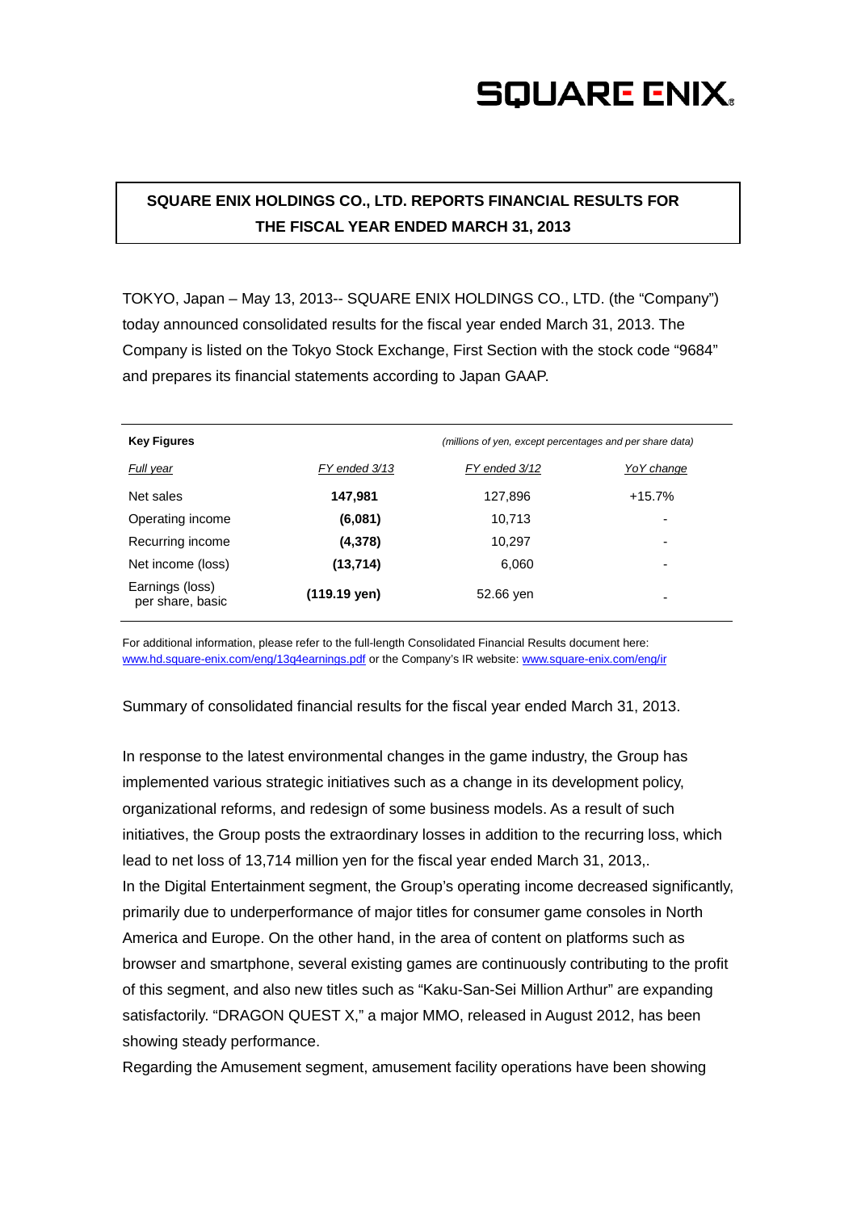SQUARE ENIX

# SQUARE ENIX HOLDINGS CO., LTD. REPORTS FINANCIAL RESULTS FOR THE FISCAL YEAR ENDED MARCH 31, 2013

TOKYO, Japan – May 13, 2013-- SQUARE ENIX HOLDINGS CO., LTD. (the "Company") today announced consolidated results for the fiscal year ended March 31, 2013. The Company is listed on the Tokyo Stock Exchange, First Section with the stock code "9684" and prepares its financial statements according to Japan GAAP.

| **Key Figures** | | *(millions of yen, except percentages and per share data)* | |
|---|---|---|---|
| *Full year* | *FY ended 3/13* | *FY ended 3/12* | *YoY change* |
| Net sales | **147,981** | 127,896 | +15.7% |
| Operating income | **(6,081)** | 10,713 | - |
| Recurring income | **(4,378)** | 10,297 | - |
| Net income (loss) | **(13,714)** | 6,060 | - |
| Earnings (loss) per share, basic | **(119.19 yen)** | 52.66 yen | - |

For additional information, please refer to the full-length Consolidated Financial Results document here: www.hd.square-enix.com/eng/13q4earnings.pdf or the Company's IR website: www.square-enix.com/eng/ir

Summary of consolidated financial results for the fiscal year ended March 31, 2013.

In response to the latest environmental changes in the game industry, the Group has implemented various strategic initiatives such as a change in its development policy, organizational reforms, and redesign of some business models. As a result of such initiatives, the Group posts the extraordinary losses in addition to the recurring loss, which lead to net loss of 13,714 million yen for the fiscal year ended March 31, 2013,.

In the Digital Entertainment segment, the Group's operating income decreased significantly, primarily due to underperformance of major titles for consumer game consoles in North America and Europe. On the other hand, in the area of content on platforms such as browser and smartphone, several existing games are continuously contributing to the profit of this segment, and also new titles such as "Kaku-San-Sei Million Arthur" are expanding satisfactorily. "DRAGON QUEST X," a major MMO, released in August 2012, has been showing steady performance.

Regarding the Amusement segment, amusement facility operations have been showing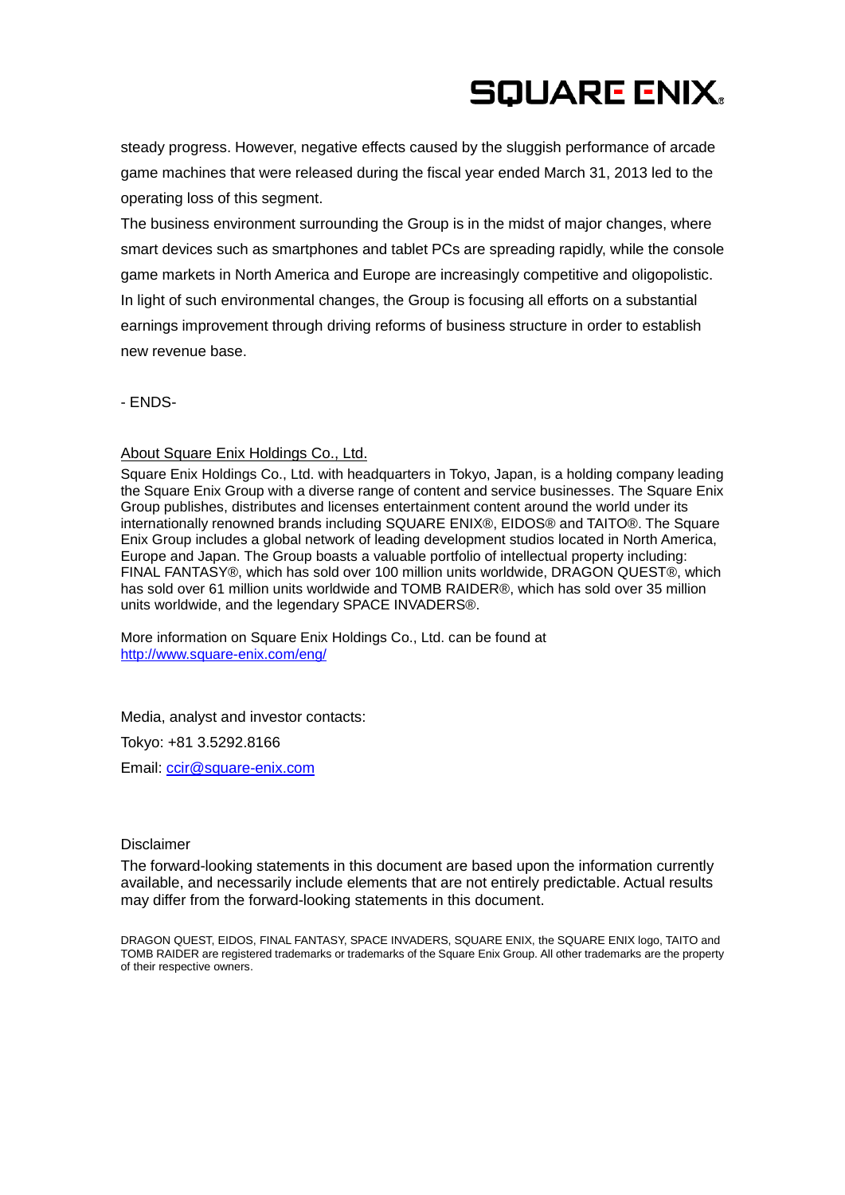steady progress. However, negative effects caused by the sluggish performance of arcade game machines that were released during the fiscal year ended March 31, 2013 led to the operating loss of this segment.

The business environment surrounding the Group is in the midst of major changes, where smart devices such as smartphones and tablet PCs are spreading rapidly, while the console game markets in North America and Europe are increasingly competitive and oligopolistic. In light of such environmental changes, the Group is focusing all efforts on a substantial earnings improvement through driving reforms of business structure in order to establish new revenue base.

- ENDS-

## About Square Enix Holdings Co., Ltd.

Square Enix Holdings Co., Ltd. with headquarters in Tokyo, Japan, is a holding company leading the Square Enix Group with a diverse range of content and service businesses. The Square Enix Group publishes, distributes and licenses entertainment content around the world under its internationally renowned brands including SQUARE ENIX®, EIDOS® and TAITO®. The Square Enix Group includes a global network of leading development studios located in North America, Europe and Japan. The Group boasts a valuable portfolio of intellectual property including: FINAL FANTASY®, which has sold over 100 million units worldwide, DRAGON QUEST®, which has sold over 61 million units worldwide and TOMB RAIDER®, which has sold over 35 million units worldwide, and the legendary SPACE INVADERS®.

More information on Square Enix Holdings Co., Ltd. can be found at http://www.square-enix.com/eng/

Media, analyst and investor contacts:

Tokyo: +81 3.5292.8166

Email: ccir@square-enix.com

Disclaimer

The forward-looking statements in this document are based upon the information currently available, and necessarily include elements that are not entirely predictable. Actual results may differ from the forward-looking statements in this document.

DRAGON QUEST, EIDOS, FINAL FANTASY, SPACE INVADERS, SQUARE ENIX, the SQUARE ENIX logo, TAITO and TOMB RAIDER are registered trademarks or trademarks of the Square Enix Group. All other trademarks are the property of their respective owners.